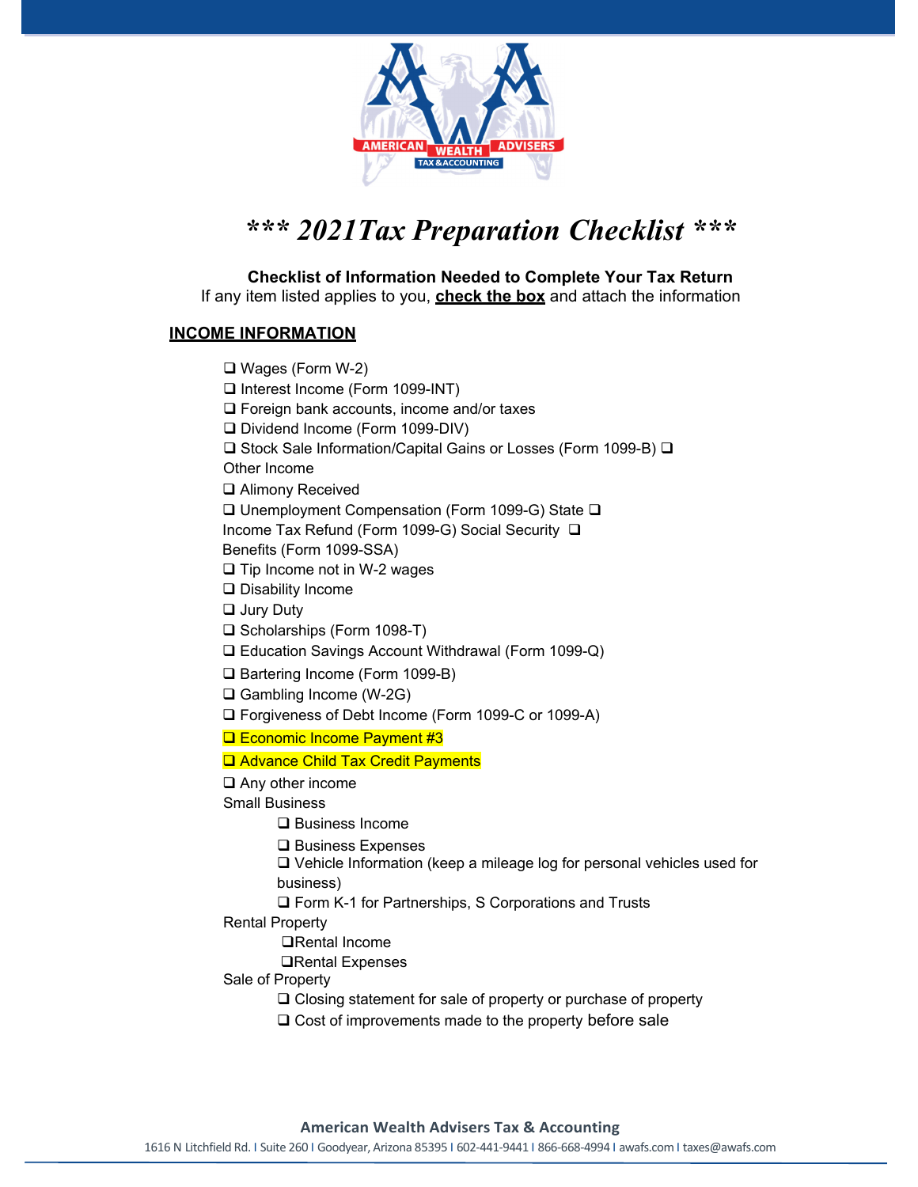# *** 2021Tax Preparation Checklist ***

**Checklist of Information Needed to Complete Your Tax Return**

If any item listed applies to you, **check the box** and attach the information

## INCOME INFORMATION

- ❑ Wages (Form W-2)
- ❑ Interest Income (Form 1099-INT)
- ❑ Foreign bank accounts, income and/or taxes
- ❑ Dividend Income (Form 1099-DIV)
- ❑ Stock Sale Information/Capital Gains or Losses (Form 1099-B)
- ❑ Other Income
- ❑ Alimony Received
- ❑ Unemployment Compensation (Form 1099-G)
- ❑ State Income Tax Refund (Form 1099-G)
- ❑ Social Security Benefits (Form 1099-SSA)
- ❑ Tip Income not in W-2 wages
- ❑ Disability Income
- ❑ Jury Duty
- ❑ Scholarships (Form 1098-T)
- ❑ Education Savings Account Withdrawal (Form 1099-Q)
- ❑ Bartering Income (Form 1099-B)
- ❑ Gambling Income (W-2G)
- ❑ Forgiveness of Debt Income (Form 1099-C or 1099-A)
- ❑ Economic Income Payment #3
- ❑ Advance Child Tax Credit Payments
- ❑ Any other income

Small Business

- ❑ Business Income
- ❑ Business Expenses
- ❑ Vehicle Information (keep a mileage log for personal vehicles used for business)
- ❑ Form K-1 for Partnerships, S Corporations and Trusts

Rental Property

- ❑ Rental Income
- ❑ Rental Expenses

Sale of Property

- ❑ Closing statement for sale of property or purchase of property
- ❑ Cost of improvements made to the property before sale

**American Wealth Advisers Tax & Accounting**

1616 N Litchfield Rd. | Suite 260 | Goodyear, Arizona 85395 | 602-441-9441 | 866-668-4994 | awafs.com | taxes@awafs.com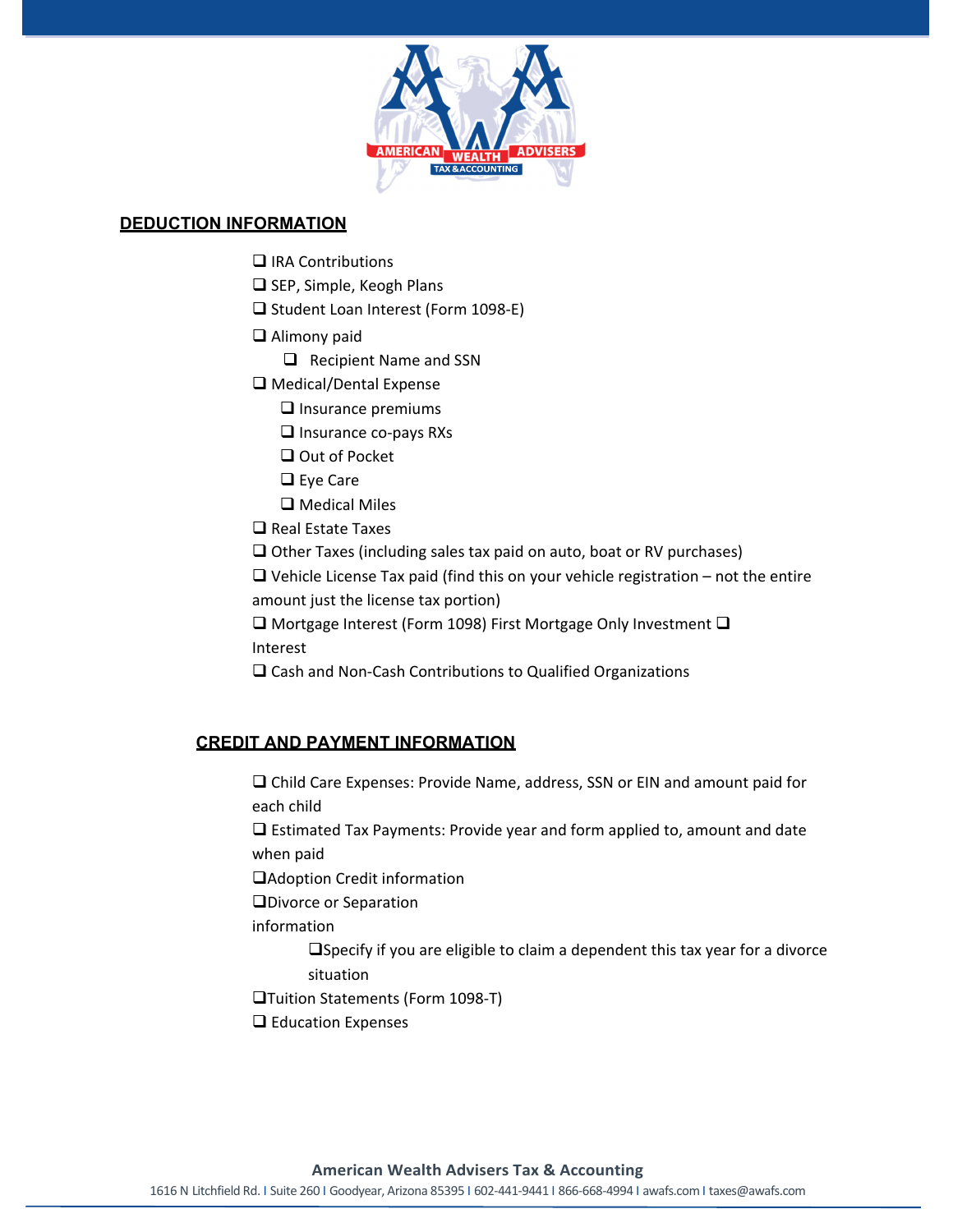## DEDUCTION INFORMATION

- ❑ IRA Contributions
- ❑ SEP, Simple, Keogh Plans
- ❑ Student Loan Interest (Form 1098-E)
- ❑ Alimony paid
  - ❑ Recipient Name and SSN
- ❑ Medical/Dental Expense
  - ❑ Insurance premiums
  - ❑ Insurance co-pays RXs
  - ❑ Out of Pocket
  - ❑ Eye Care
  - ❑ Medical Miles
- ❑ Real Estate Taxes
- ❑ Other Taxes (including sales tax paid on auto, boat or RV purchases)
- ❑ Vehicle License Tax paid (find this on your vehicle registration – not the entire amount just the license tax portion)
- ❑ Mortgage Interest (Form 1098) First Mortgage Only Investment ❑ Interest
- ❑ Cash and Non-Cash Contributions to Qualified Organizations

## CREDIT AND PAYMENT INFORMATION

- ❑ Child Care Expenses: Provide Name, address, SSN or EIN and amount paid for each child
- ❑ Estimated Tax Payments: Provide year and form applied to, amount and date when paid
- ❑Adoption Credit information
- ❑Divorce or Separation information
  - ❑Specify if you are eligible to claim a dependent this tax year for a divorce situation
- ❑Tuition Statements (Form 1098-T)
- ❑ Education Expenses